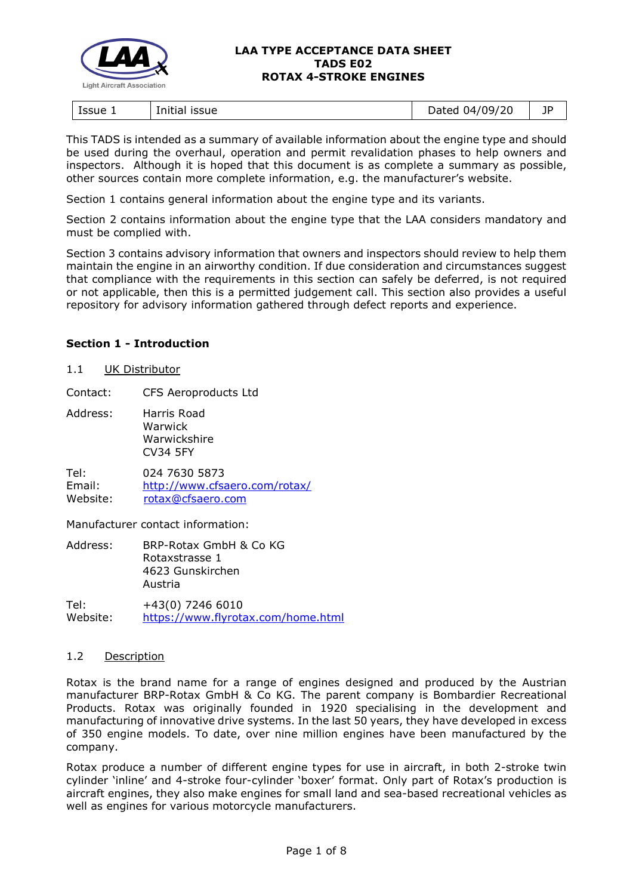# LAA TYPE ACCEPTANCE DATA SHEET
# TADS E02
# ROTAX 4-STROKE ENGINES

| Issue 1 | Initial issue | Dated 04/09/20 | JP |
|---|---|---|---|

This TADS is intended as a summary of available information about the engine type and should be used during the overhaul, operation and permit revalidation phases to help owners and inspectors. Although it is hoped that this document is as complete a summary as possible, other sources contain more complete information, e.g. the manufacturer's website.

Section 1 contains general information about the engine type and its variants.

Section 2 contains information about the engine type that the LAA considers mandatory and must be complied with.

Section 3 contains advisory information that owners and inspectors should review to help them maintain the engine in an airworthy condition. If due consideration and circumstances suggest that compliance with the requirements in this section can safely be deferred, is not required or not applicable, then this is a permitted judgement call. This section also provides a useful repository for advisory information gathered through defect reports and experience.

## Section 1 - Introduction

### 1.1 UK Distributor

Contact: CFS Aeroproducts Ltd

Address: Harris Road
Warwick
Warwickshire
CV34 5FY

Tel: 024 7630 5873
Email: http://www.cfsaero.com/rotax/
Website: rotax@cfsaero.com

Manufacturer contact information:

Address: BRP-Rotax GmbH & Co KG
Rotaxstrasse 1
4623 Gunskirchen
Austria

Tel: +43(0) 7246 6010
Website: https://www.flyrotax.com/home.html

### 1.2 Description

Rotax is the brand name for a range of engines designed and produced by the Austrian manufacturer BRP-Rotax GmbH & Co KG. The parent company is Bombardier Recreational Products. Rotax was originally founded in 1920 specialising in the development and manufacturing of innovative drive systems. In the last 50 years, they have developed in excess of 350 engine models. To date, over nine million engines have been manufactured by the company.

Rotax produce a number of different engine types for use in aircraft, in both 2-stroke twin cylinder 'inline' and 4-stroke four-cylinder 'boxer' format. Only part of Rotax's production is aircraft engines, they also make engines for small land and sea-based recreational vehicles as well as engines for various motorcycle manufacturers.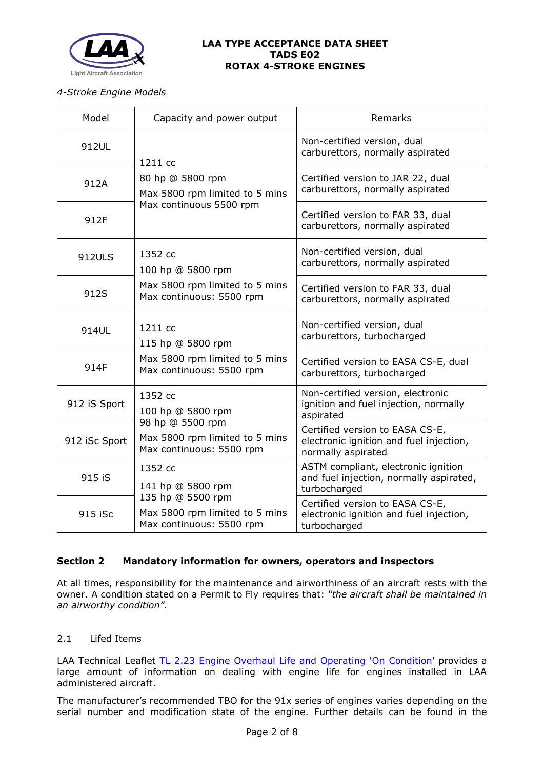*4-Stroke Engine Models*

| Model | Capacity and power output | Remarks |
|---|---|---|
| 912UL | 1211 cc<br>80 hp @ 5800 rpm<br>Max 5800 rpm limited to 5 mins<br>Max continuous 5500 rpm | Non-certified version, dual carburettors, normally aspirated |
| 912A | | Certified version to JAR 22, dual carburettors, normally aspirated |
| 912F | | Certified version to FAR 33, dual carburettors, normally aspirated |
| 912ULS | 1352 cc<br>100 hp @ 5800 rpm<br>Max 5800 rpm limited to 5 mins<br>Max continuous: 5500 rpm | Non-certified version, dual carburettors, normally aspirated |
| 912S | | Certified version to FAR 33, dual carburettors, normally aspirated |
| 914UL | 1211 cc<br>115 hp @ 5800 rpm<br>Max 5800 rpm limited to 5 mins<br>Max continuous: 5500 rpm | Non-certified version, dual carburettors, turbocharged |
| 914F | | Certified version to EASA CS-E, dual carburettors, turbocharged |
| 912 iS Sport | 1352 cc<br>100 hp @ 5800 rpm<br>98 hp @ 5500 rpm<br>Max 5800 rpm limited to 5 mins<br>Max continuous: 5500 rpm | Non-certified version, electronic ignition and fuel injection, normally aspirated |
| 912 iSc Sport | | Certified version to EASA CS-E, electronic ignition and fuel injection, normally aspirated |
| 915 iS | 1352 cc<br>141 hp @ 5800 rpm<br>135 hp @ 5500 rpm<br>Max 5800 rpm limited to 5 mins<br>Max continuous: 5500 rpm | ASTM compliant, electronic ignition and fuel injection, normally aspirated, turbocharged |
| 915 iSc | | Certified version to EASA CS-E, electronic ignition and fuel injection, turbocharged |

## Section 2 Mandatory information for owners, operators and inspectors

At all times, responsibility for the maintenance and airworthiness of an aircraft rests with the owner. A condition stated on a Permit to Fly requires that: *"the aircraft shall be maintained in an airworthy condition".*

### 2.1 Lifed Items

LAA Technical Leaflet TL 2.23 Engine Overhaul Life and Operating 'On Condition' provides a large amount of information on dealing with engine life for engines installed in LAA administered aircraft.

The manufacturer's recommended TBO for the 91x series of engines varies depending on the serial number and modification state of the engine. Further details can be found in the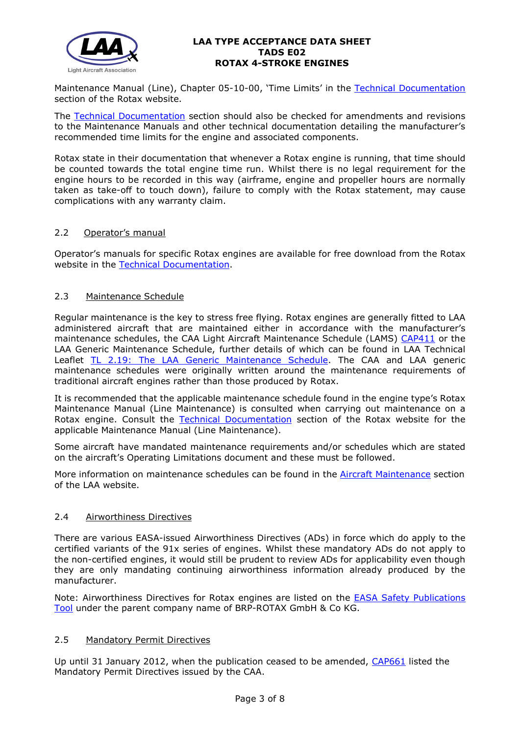Maintenance Manual (Line), Chapter 05-10-00, 'Time Limits' in the Technical Documentation section of the Rotax website.

The Technical Documentation section should also be checked for amendments and revisions to the Maintenance Manuals and other technical documentation detailing the manufacturer's recommended time limits for the engine and associated components.

Rotax state in their documentation that whenever a Rotax engine is running, that time should be counted towards the total engine time run. Whilst there is no legal requirement for the engine hours to be recorded in this way (airframe, engine and propeller hours are normally taken as take-off to touch down), failure to comply with the Rotax statement, may cause complications with any warranty claim.

### 2.2 Operator's manual

Operator's manuals for specific Rotax engines are available for free download from the Rotax website in the Technical Documentation.

### 2.3 Maintenance Schedule

Regular maintenance is the key to stress free flying. Rotax engines are generally fitted to LAA administered aircraft that are maintained either in accordance with the manufacturer's maintenance schedules, the CAA Light Aircraft Maintenance Schedule (LAMS) CAP411 or the LAA Generic Maintenance Schedule, further details of which can be found in LAA Technical Leaflet TL 2.19: The LAA Generic Maintenance Schedule. The CAA and LAA generic maintenance schedules were originally written around the maintenance requirements of traditional aircraft engines rather than those produced by Rotax.

It is recommended that the applicable maintenance schedule found in the engine type's Rotax Maintenance Manual (Line Maintenance) is consulted when carrying out maintenance on a Rotax engine. Consult the Technical Documentation section of the Rotax website for the applicable Maintenance Manual (Line Maintenance).

Some aircraft have mandated maintenance requirements and/or schedules which are stated on the aircraft's Operating Limitations document and these must be followed.

More information on maintenance schedules can be found in the Aircraft Maintenance section of the LAA website.

### 2.4 Airworthiness Directives

There are various EASA-issued Airworthiness Directives (ADs) in force which do apply to the certified variants of the 91x series of engines. Whilst these mandatory ADs do not apply to the non-certified engines, it would still be prudent to review ADs for applicability even though they are only mandating continuing airworthiness information already produced by the manufacturer.

Note: Airworthiness Directives for Rotax engines are listed on the EASA Safety Publications Tool under the parent company name of BRP-ROTAX GmbH & Co KG.

### 2.5 Mandatory Permit Directives

Up until 31 January 2012, when the publication ceased to be amended, CAP661 listed the Mandatory Permit Directives issued by the CAA.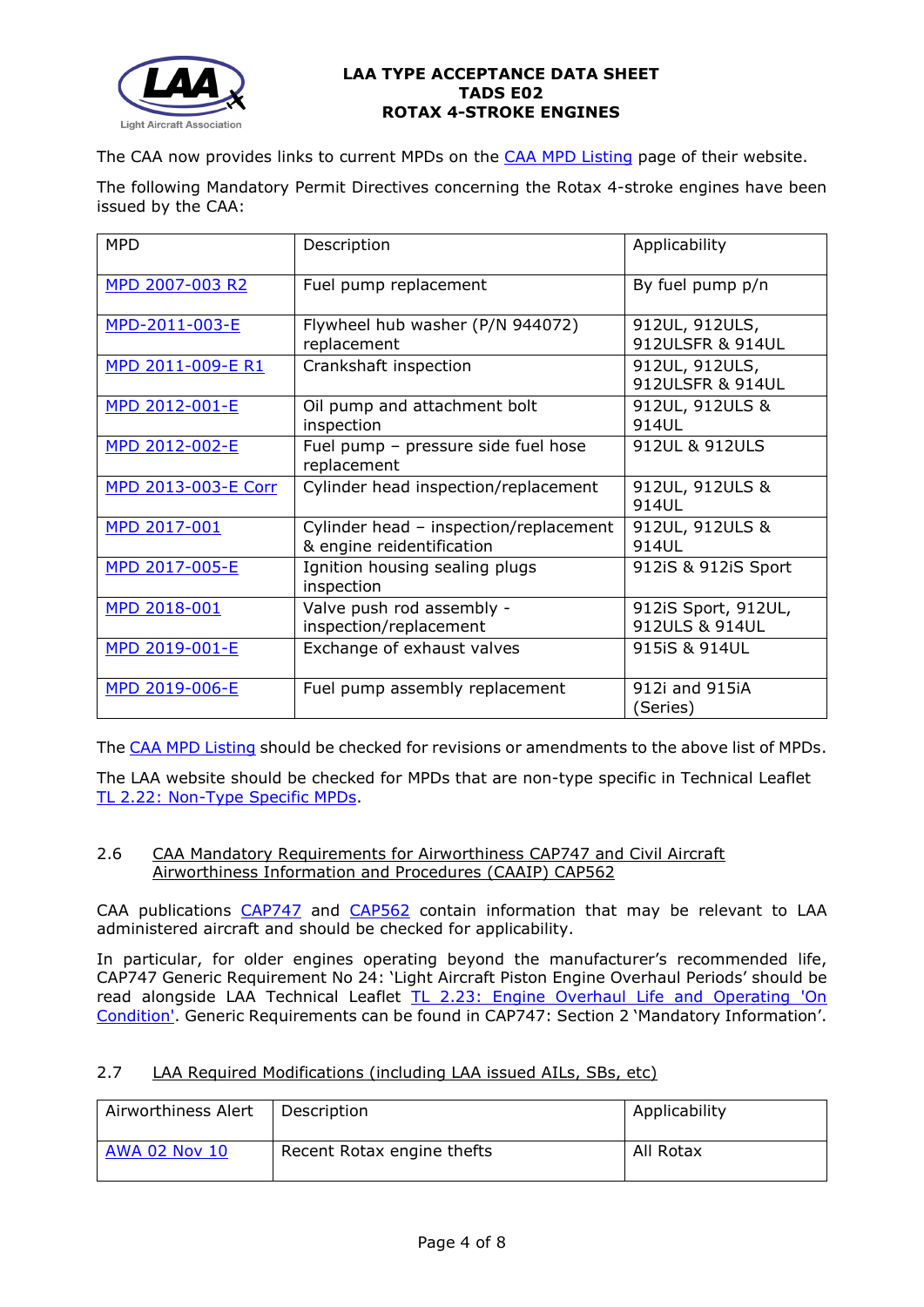The CAA now provides links to current MPDs on the CAA MPD Listing page of their website.

The following Mandatory Permit Directives concerning the Rotax 4-stroke engines have been issued by the CAA:

| MPD | Description | Applicability |
|---|---|---|
| MPD 2007-003 R2 | Fuel pump replacement | By fuel pump p/n |
| MPD-2011-003-E | Flywheel hub washer (P/N 944072) replacement | 912UL, 912ULS, 912ULSFR & 914UL |
| MPD 2011-009-E R1 | Crankshaft inspection | 912UL, 912ULS, 912ULSFR & 914UL |
| MPD 2012-001-E | Oil pump and attachment bolt inspection | 912UL, 912ULS & 914UL |
| MPD 2012-002-E | Fuel pump – pressure side fuel hose replacement | 912UL & 912ULS |
| MPD 2013-003-E Corr | Cylinder head inspection/replacement | 912UL, 912ULS & 914UL |
| MPD 2017-001 | Cylinder head – inspection/replacement & engine reidentification | 912UL, 912ULS & 914UL |
| MPD 2017-005-E | Ignition housing sealing plugs inspection | 912iS & 912iS Sport |
| MPD 2018-001 | Valve push rod assembly - inspection/replacement | 912iS Sport, 912UL, 912ULS & 914UL |
| MPD 2019-001-E | Exchange of exhaust valves | 915iS & 914UL |
| MPD 2019-006-E | Fuel pump assembly replacement | 912i and 915iA (Series) |

The CAA MPD Listing should be checked for revisions or amendments to the above list of MPDs.

The LAA website should be checked for MPDs that are non-type specific in Technical Leaflet TL 2.22: Non-Type Specific MPDs.

## 2.6 CAA Mandatory Requirements for Airworthiness CAP747 and Civil Aircraft Airworthiness Information and Procedures (CAAIP) CAP562

CAA publications CAP747 and CAP562 contain information that may be relevant to LAA administered aircraft and should be checked for applicability.

In particular, for older engines operating beyond the manufacturer's recommended life, CAP747 Generic Requirement No 24: 'Light Aircraft Piston Engine Overhaul Periods' should be read alongside LAA Technical Leaflet TL 2.23: Engine Overhaul Life and Operating 'On Condition'. Generic Requirements can be found in CAP747: Section 2 'Mandatory Information'.

## 2.7 LAA Required Modifications (including LAA issued AILs, SBs, etc)

| Airworthiness Alert | Description | Applicability |
|---|---|---|
| AWA 02 Nov 10 | Recent Rotax engine thefts | All Rotax |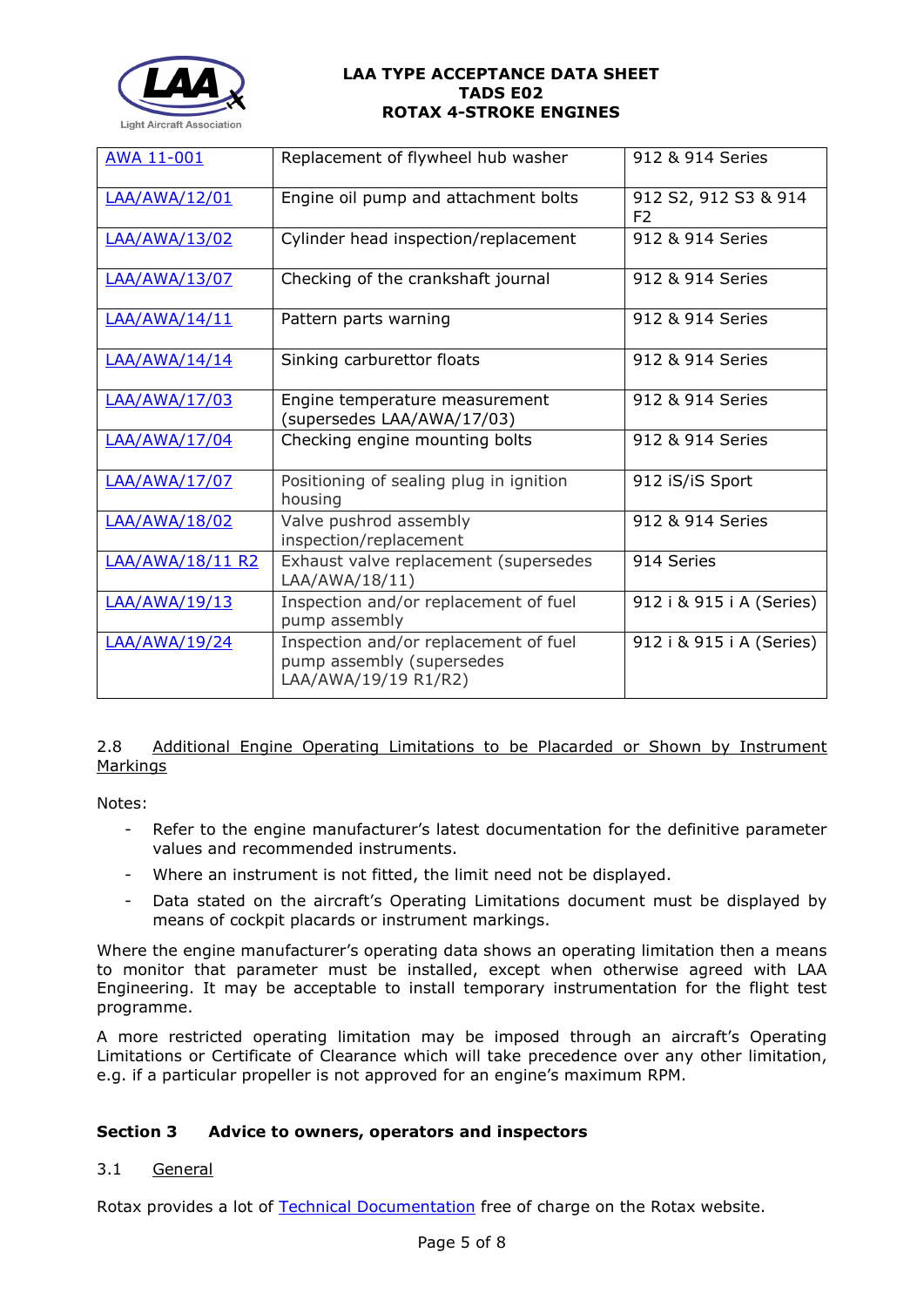| AWA 11-001 | Replacement of flywheel hub washer | 912 & 914 Series |
|---|---|---|
| LAA/AWA/12/01 | Engine oil pump and attachment bolts | 912 S2, 912 S3 & 914 F2 |
| LAA/AWA/13/02 | Cylinder head inspection/replacement | 912 & 914 Series |
| LAA/AWA/13/07 | Checking of the crankshaft journal | 912 & 914 Series |
| LAA/AWA/14/11 | Pattern parts warning | 912 & 914 Series |
| LAA/AWA/14/14 | Sinking carburettor floats | 912 & 914 Series |
| LAA/AWA/17/03 | Engine temperature measurement (supersedes LAA/AWA/17/03) | 912 & 914 Series |
| LAA/AWA/17/04 | Checking engine mounting bolts | 912 & 914 Series |
| LAA/AWA/17/07 | Positioning of sealing plug in ignition housing | 912 iS/iS Sport |
| LAA/AWA/18/02 | Valve pushrod assembly inspection/replacement | 912 & 914 Series |
| LAA/AWA/18/11 R2 | Exhaust valve replacement (supersedes LAA/AWA/18/11) | 914 Series |
| LAA/AWA/19/13 | Inspection and/or replacement of fuel pump assembly | 912 i & 915 i A (Series) |
| LAA/AWA/19/24 | Inspection and/or replacement of fuel pump assembly (supersedes LAA/AWA/19/19 R1/R2) | 912 i & 915 i A (Series) |

2.8 Additional Engine Operating Limitations to be Placarded or Shown by Instrument Markings

Notes:

- Refer to the engine manufacturer's latest documentation for the definitive parameter values and recommended instruments.
- Where an instrument is not fitted, the limit need not be displayed.
- Data stated on the aircraft's Operating Limitations document must be displayed by means of cockpit placards or instrument markings.

Where the engine manufacturer's operating data shows an operating limitation then a means to monitor that parameter must be installed, except when otherwise agreed with LAA Engineering. It may be acceptable to install temporary instrumentation for the flight test programme.

A more restricted operating limitation may be imposed through an aircraft's Operating Limitations or Certificate of Clearance which will take precedence over any other limitation, e.g. if a particular propeller is not approved for an engine's maximum RPM.

## Section 3 Advice to owners, operators and inspectors

3.1 General

Rotax provides a lot of Technical Documentation free of charge on the Rotax website.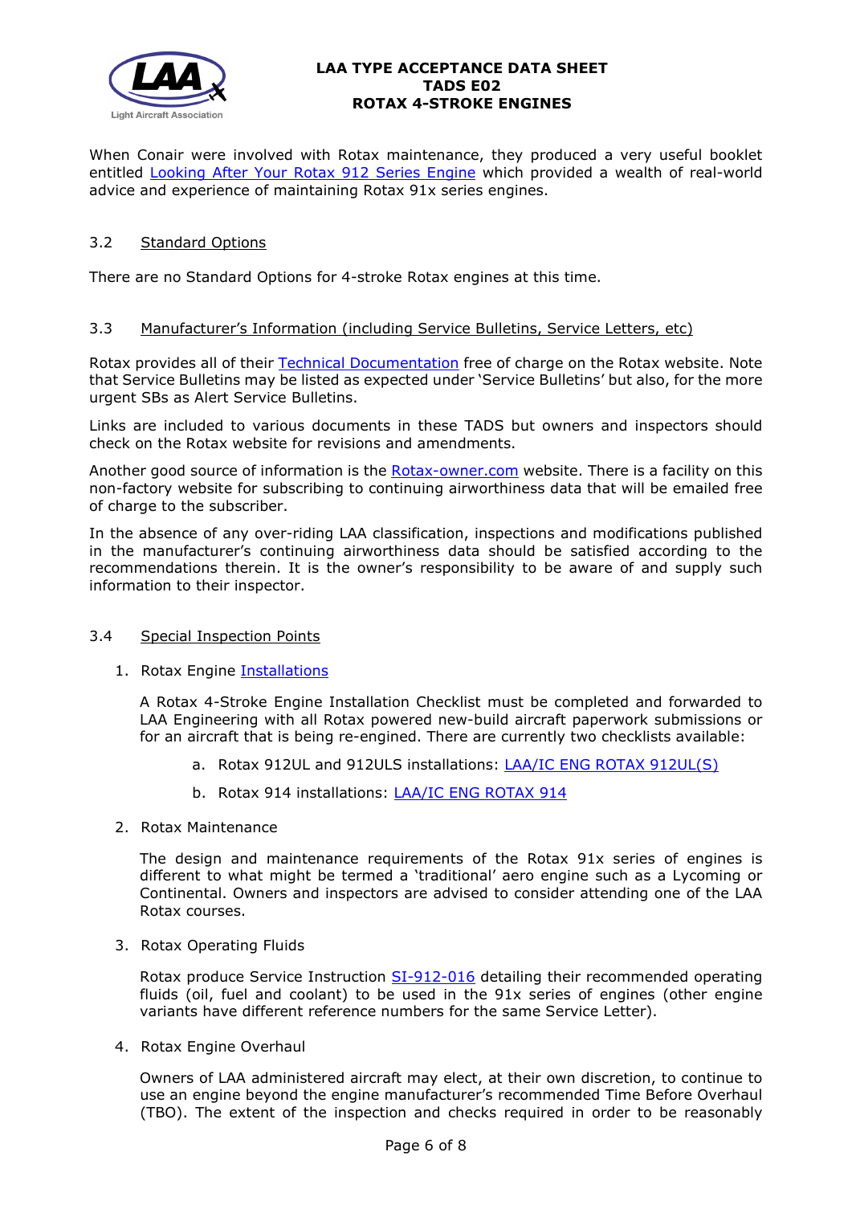When Conair were involved with Rotax maintenance, they produced a very useful booklet entitled [Looking After Your Rotax 912 Series Engine]() which provided a wealth of real-world advice and experience of maintaining Rotax 91x series engines.

### 3.2 Standard Options

There are no Standard Options for 4-stroke Rotax engines at this time.

### 3.3 Manufacturer's Information (including Service Bulletins, Service Letters, etc)

Rotax provides all of their [Technical Documentation]() free of charge on the Rotax website. Note that Service Bulletins may be listed as expected under 'Service Bulletins' but also, for the more urgent SBs as Alert Service Bulletins.

Links are included to various documents in these TADS but owners and inspectors should check on the Rotax website for revisions and amendments.

Another good source of information is the [Rotax-owner.com]() website. There is a facility on this non-factory website for subscribing to continuing airworthiness data that will be emailed free of charge to the subscriber.

In the absence of any over-riding LAA classification, inspections and modifications published in the manufacturer's continuing airworthiness data should be satisfied according to the recommendations therein. It is the owner's responsibility to be aware of and supply such information to their inspector.

### 3.4 Special Inspection Points

1. Rotax Engine [Installations]()

   A Rotax 4-Stroke Engine Installation Checklist must be completed and forwarded to LAA Engineering with all Rotax powered new-build aircraft paperwork submissions or for an aircraft that is being re-engined. There are currently two checklists available:

   a. Rotax 912UL and 912ULS installations: [LAA/IC ENG ROTAX 912UL(S)]()

   b. Rotax 914 installations: [LAA/IC ENG ROTAX 914]()

2. Rotax Maintenance

   The design and maintenance requirements of the Rotax 91x series of engines is different to what might be termed a 'traditional' aero engine such as a Lycoming or Continental. Owners and inspectors are advised to consider attending one of the LAA Rotax courses.

3. Rotax Operating Fluids

   Rotax produce Service Instruction [SI-912-016]() detailing their recommended operating fluids (oil, fuel and coolant) to be used in the 91x series of engines (other engine variants have different reference numbers for the same Service Letter).

4. Rotax Engine Overhaul

   Owners of LAA administered aircraft may elect, at their own discretion, to continue to use an engine beyond the engine manufacturer's recommended Time Before Overhaul (TBO). The extent of the inspection and checks required in order to be reasonably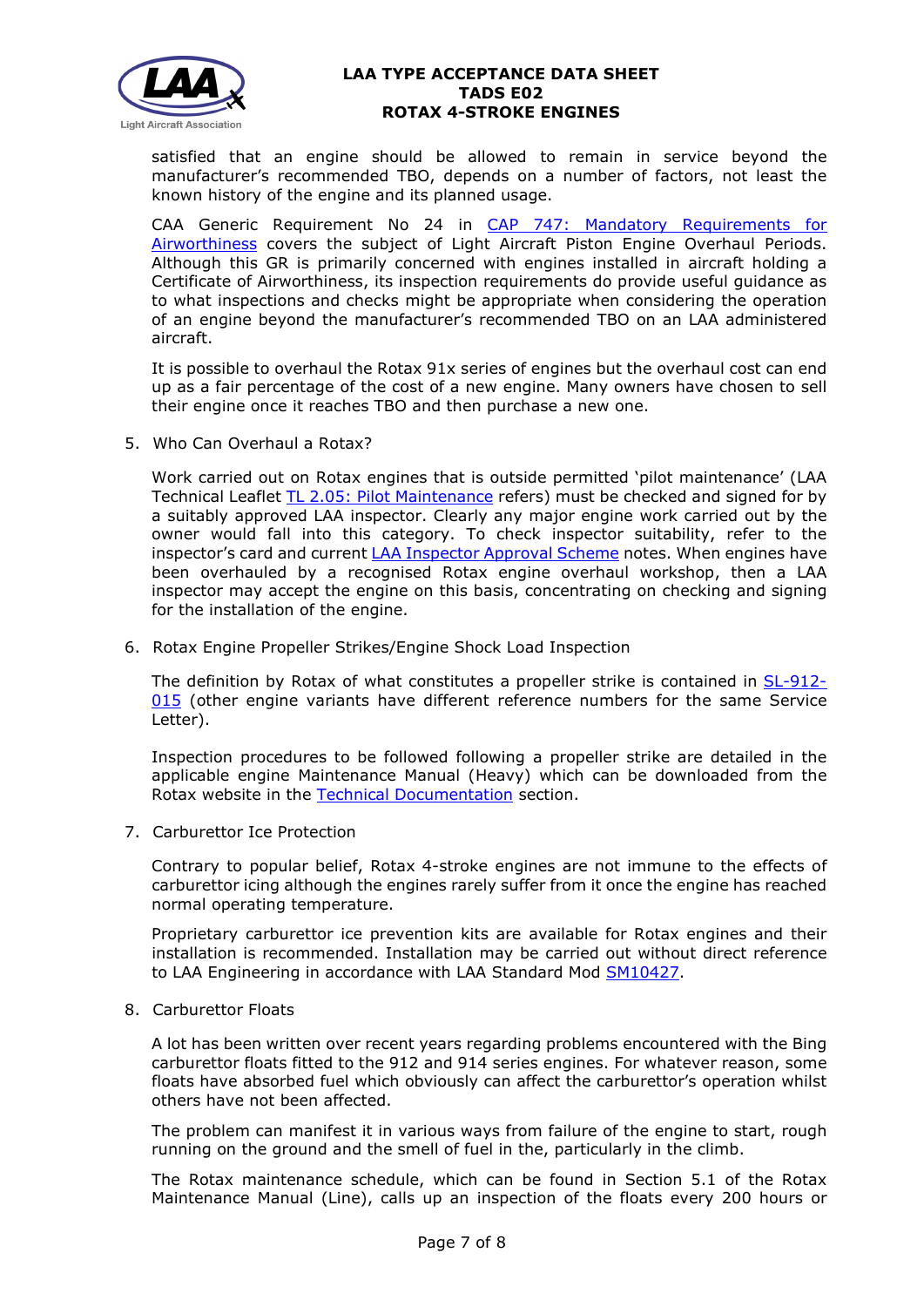satisfied that an engine should be allowed to remain in service beyond the manufacturer's recommended TBO, depends on a number of factors, not least the known history of the engine and its planned usage.

CAA Generic Requirement No 24 in [CAP 747: Mandatory Requirements for Airworthiness](#) covers the subject of Light Aircraft Piston Engine Overhaul Periods. Although this GR is primarily concerned with engines installed in aircraft holding a Certificate of Airworthiness, its inspection requirements do provide useful guidance as to what inspections and checks might be appropriate when considering the operation of an engine beyond the manufacturer's recommended TBO on an LAA administered aircraft.

It is possible to overhaul the Rotax 91x series of engines but the overhaul cost can end up as a fair percentage of the cost of a new engine. Many owners have chosen to sell their engine once it reaches TBO and then purchase a new one.

5. Who Can Overhaul a Rotax?

   Work carried out on Rotax engines that is outside permitted 'pilot maintenance' (LAA Technical Leaflet [TL 2.05: Pilot Maintenance](#) refers) must be checked and signed for by a suitably approved LAA inspector. Clearly any major engine work carried out by the owner would fall into this category. To check inspector suitability, refer to the inspector's card and current [LAA Inspector Approval Scheme](#) notes. When engines have been overhauled by a recognised Rotax engine overhaul workshop, then a LAA inspector may accept the engine on this basis, concentrating on checking and signing for the installation of the engine.

6. Rotax Engine Propeller Strikes/Engine Shock Load Inspection

   The definition by Rotax of what constitutes a propeller strike is contained in [SL-912-015](#) (other engine variants have different reference numbers for the same Service Letter).

   Inspection procedures to be followed following a propeller strike are detailed in the applicable engine Maintenance Manual (Heavy) which can be downloaded from the Rotax website in the [Technical Documentation](#) section.

7. Carburettor Ice Protection

   Contrary to popular belief, Rotax 4-stroke engines are not immune to the effects of carburettor icing although the engines rarely suffer from it once the engine has reached normal operating temperature.

   Proprietary carburettor ice prevention kits are available for Rotax engines and their installation is recommended. Installation may be carried out without direct reference to LAA Engineering in accordance with LAA Standard Mod [SM10427](#).

8. Carburettor Floats

   A lot has been written over recent years regarding problems encountered with the Bing carburettor floats fitted to the 912 and 914 series engines. For whatever reason, some floats have absorbed fuel which obviously can affect the carburettor's operation whilst others have not been affected.

   The problem can manifest it in various ways from failure of the engine to start, rough running on the ground and the smell of fuel in the, particularly in the climb.

   The Rotax maintenance schedule, which can be found in Section 5.1 of the Rotax Maintenance Manual (Line), calls up an inspection of the floats every 200 hours or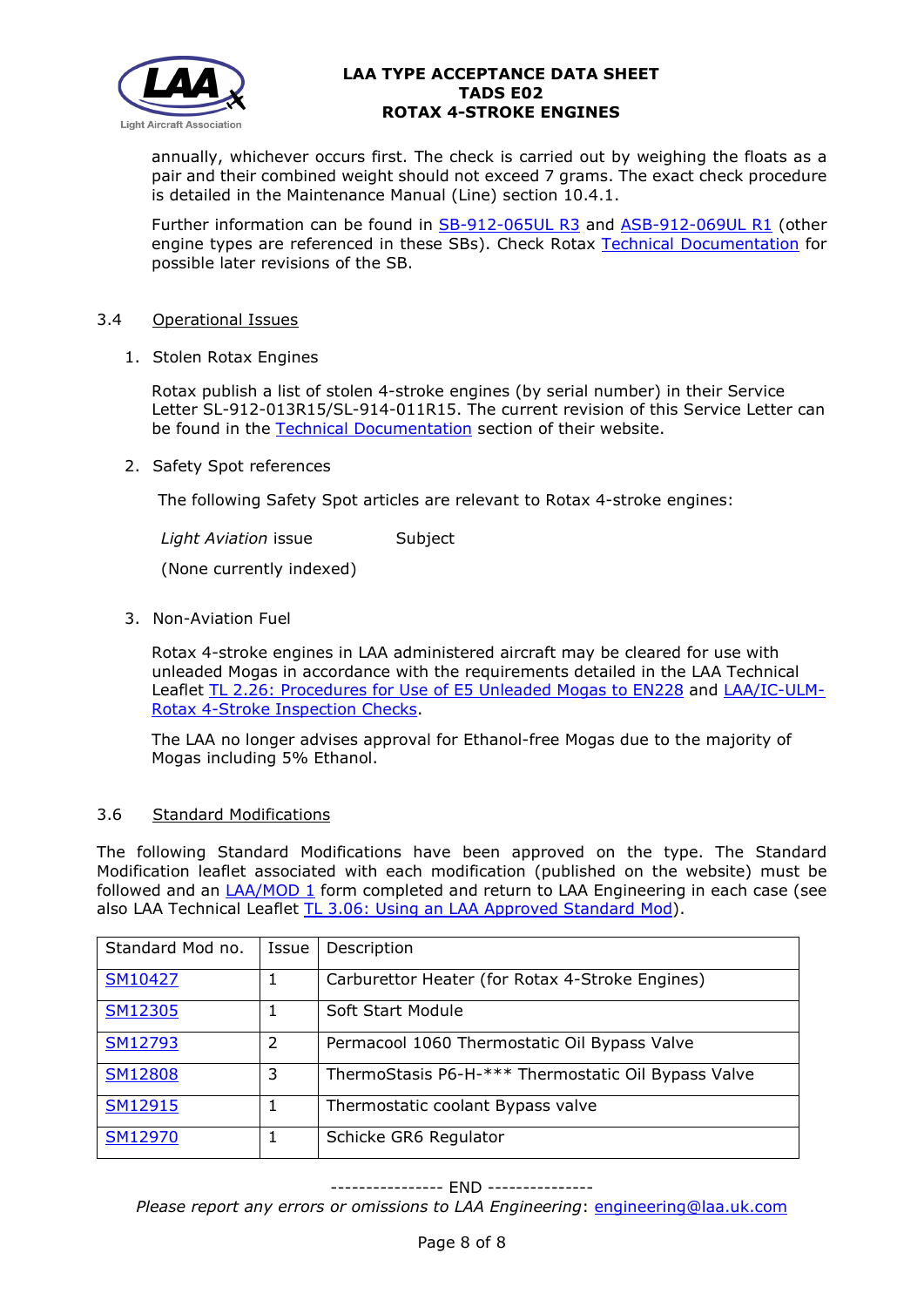annually, whichever occurs first. The check is carried out by weighing the floats as a pair and their combined weight should not exceed 7 grams. The exact check procedure is detailed in the Maintenance Manual (Line) section 10.4.1.

Further information can be found in SB-912-065UL R3 and ASB-912-069UL R1 (other engine types are referenced in these SBs). Check Rotax Technical Documentation for possible later revisions of the SB.

### 3.4 Operational Issues

1. Stolen Rotax Engines

   Rotax publish a list of stolen 4-stroke engines (by serial number) in their Service Letter SL-912-013R15/SL-914-011R15. The current revision of this Service Letter can be found in the Technical Documentation section of their website.

2. Safety Spot references

   The following Safety Spot articles are relevant to Rotax 4-stroke engines:

   | *Light Aviation* issue | Subject |
   |---|---|
   | (None currently indexed) | |

3. Non-Aviation Fuel

   Rotax 4-stroke engines in LAA administered aircraft may be cleared for use with unleaded Mogas in accordance with the requirements detailed in the LAA Technical Leaflet TL 2.26: Procedures for Use of E5 Unleaded Mogas to EN228 and LAA/IC-ULM-Rotax 4-Stroke Inspection Checks.

   The LAA no longer advises approval for Ethanol-free Mogas due to the majority of Mogas including 5% Ethanol.

### 3.6 Standard Modifications

The following Standard Modifications have been approved on the type. The Standard Modification leaflet associated with each modification (published on the website) must be followed and an LAA/MOD 1 form completed and return to LAA Engineering in each case (see also LAA Technical Leaflet TL 3.06: Using an LAA Approved Standard Mod).

| Standard Mod no. | Issue | Description |
|---|---|---|
| SM10427 | 1 | Carburettor Heater (for Rotax 4-Stroke Engines) |
| SM12305 | 1 | Soft Start Module |
| SM12793 | 2 | Permacool 1060 Thermostatic Oil Bypass Valve |
| SM12808 | 3 | ThermoStasis P6-H-*** Thermostatic Oil Bypass Valve |
| SM12915 | 1 | Thermostatic coolant Bypass valve |
| SM12970 | 1 | Schicke GR6 Regulator |

---------------- END ---------------

*Please report any errors or omissions to LAA Engineering*: engineering@laa.uk.com